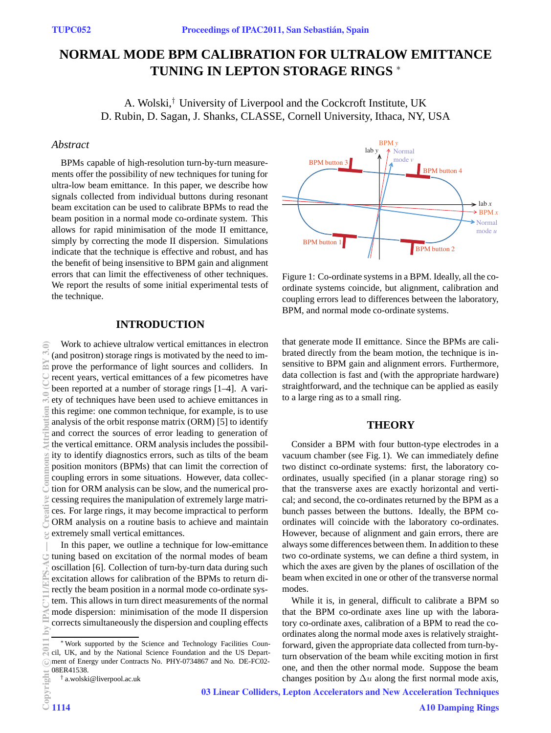# NORMAL MODE BPM CALIBRATION FOR ULTRALOW EMITTANCE TUNING IN LEPTON STORAGE RINGS *

A. Wolski,† University of Liverpool and the Cockcroft Institute, UK
D. Rubin, D. Sagan, J. Shanks, CLASSE, Cornell University, Ithaca, NY, USA

## *Abstract*

BPMs capable of high-resolution turn-by-turn measurements offer the possibility of new techniques for tuning for ultra-low beam emittance. In this paper, we describe how signals collected from individual buttons during resonant beam excitation can be used to calibrate BPMs to read the beam position in a normal mode co-ordinate system. This allows for rapid minimisation of the mode II emittance, simply by correcting the mode II dispersion. Simulations indicate that the technique is effective and robust, and has the benefit of being insensitive to BPM gain and alignment errors that can limit the effectiveness of other techniques. We report the results of some initial experimental tests of the technique.

## INTRODUCTION

Work to achieve ultralow vertical emittances in electron (and positron) storage rings is motivated by the need to improve the performance of light sources and colliders. In recent years, vertical emittances of a few picometres have been reported at a number of storage rings [1–4]. A variety of techniques have been used to achieve emittances in this regime: one common technique, for example, is to use analysis of the orbit response matrix (ORM) [5] to identify and correct the sources of error leading to generation of the vertical emittance. ORM analysis includes the possibility to identify diagnostics errors, such as tilts of the beam position monitors (BPMs) that can limit the correction of coupling errors in some situations. However, data collection for ORM analysis can be slow, and the numerical processing requires the manipulation of extremely large matrices. For large rings, it may become impractical to perform ORM analysis on a routine basis to achieve and maintain extremely small vertical emittances.

In this paper, we outline a technique for low-emittance tuning based on excitation of the normal modes of beam oscillation [6]. Collection of turn-by-turn data during such excitation allows for calibration of the BPMs to return directly the beam position in a normal mode co-ordinate system. This allows in turn direct measurements of the normal mode dispersion: minimisation of the mode II dispersion corrects simultaneously the dispersion and coupling effects that generate mode II emittance. Since the BPMs are calibrated directly from the beam motion, the technique is insensitive to BPM gain and alignment errors. Furthermore, data collection is fast and (with the appropriate hardware) straightforward, and the technique can be applied as easily to a large ring as to a small ring.

Figure 1: Co-ordinate systems in a BPM. Ideally, all the co-ordinate systems coincide, but alignment, calibration and coupling errors lead to differences between the laboratory, BPM, and normal mode co-ordinate systems.

## THEORY

Consider a BPM with four button-type electrodes in a vacuum chamber (see Fig. 1). We can immediately define two distinct co-ordinate systems: first, the laboratory co-ordinates, usually specified (in a planar storage ring) so that the transverse axes are exactly horizontal and vertical; and second, the co-ordinates returned by the BPM as a bunch passes between the buttons. Ideally, the BPM co-ordinates will coincide with the laboratory co-ordinates. However, because of alignment and gain errors, there are always some differences between them. In addition to these two co-ordinate systems, we can define a third system, in which the axes are given by the planes of oscillation of the beam when excited in one or other of the transverse normal modes.

While it is, in general, difficult to calibrate a BPM so that the BPM co-ordinate axes line up with the laboratory co-ordinate axes, calibration of a BPM to read the co-ordinates along the normal mode axes is relatively straightforward, given the appropriate data collected from turn-by-turn observation of the beam while exciting motion in first one, and then the other normal mode. Suppose the beam changes position by $\Delta u$ along the first normal mode axis,

---

* Work supported by the Science and Technology Facilities Council, UK, and by the National Science Foundation and the US Department of Energy under Contracts No. PHY-0734867 and No. DE-FC02-08ER41538.

† a.wolski@liverpool.ac.uk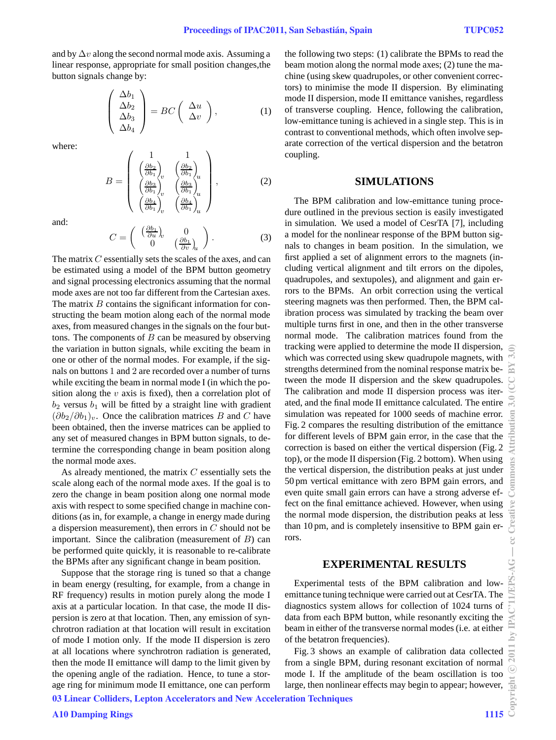and by $\Delta v$ along the second normal mode axis. Assuming a linear response, appropriate for small position changes,the button signals change by:

$$
\begin{pmatrix} \Delta b_1 \\ \Delta b_2 \\ \Delta b_3 \\ \Delta b_4 \end{pmatrix} = BC \begin{pmatrix} \Delta u \\ \Delta v \end{pmatrix}, \tag{1}
$$

where:

$$
B = \begin{pmatrix} 1 & 1 \\ \left(\frac{\partial b_2}{\partial b_1}\right)_v & \left(\frac{\partial b_2}{\partial b_1}\right)_u \\ \left(\frac{\partial b_3}{\partial b_1}\right)_v & \left(\frac{\partial b_3}{\partial b_1}\right)_u \\ \left(\frac{\partial b_4}{\partial b_1}\right)_v & \left(\frac{\partial b_4}{\partial b_1}\right)_u \end{pmatrix}, \tag{2}
$$

and:

$$
C = \begin{pmatrix} \left(\frac{\partial b_1}{\partial u}\right)_v & 0 \\ 0 & \left(\frac{\partial b_1}{\partial v}\right)_u \end{pmatrix}. \tag{3}
$$

The matrix $C$ essentially sets the scales of the axes, and can be estimated using a model of the BPM button geometry and signal processing electronics assuming that the normal mode axes are not too far different from the Cartesian axes. The matrix $B$ contains the significant information for constructing the beam motion along each of the normal mode axes, from measured changes in the signals on the four buttons. The components of $B$ can be measured by observing the variation in button signals, while exciting the beam in one or other of the normal modes. For example, if the signals on buttons 1 and 2 are recorded over a number of turns while exciting the beam in normal mode I (in which the position along the $v$ axis is fixed), then a correlation plot of $b_2$ versus $b_1$ will be fitted by a straight line with gradient $(\partial b_2/\partial b_1)_v$. Once the calibration matrices $B$ and $C$ have been obtained, then the inverse matrices can be applied to any set of measured changes in BPM button signals, to determine the corresponding change in beam position along the normal mode axes.

As already mentioned, the matrix $C$ essentially sets the scale along each of the normal mode axes. If the goal is to zero the change in beam position along one normal mode axis with respect to some specified change in machine conditions (as in, for example, a change in energy made during a dispersion measurement), then errors in $C$ should not be important. Since the calibration (measurement of $B$) can be performed quite quickly, it is reasonable to re-calibrate the BPMs after any significant change in beam position.

Suppose that the storage ring is tuned so that a change in beam energy (resulting, for example, from a change in RF frequency) results in motion purely along the mode I axis at a particular location. In that case, the mode II dispersion is zero at that location. Then, any emission of synchrotron radiation at that location will result in excitation of mode I motion only. If the mode II dispersion is zero at all locations where synchrotron radiation is generated, then the mode II emittance will damp to the limit given by the opening angle of the radiation. Hence, to tune a storage ring for minimum mode II emittance, one can perform the following two steps: (1) calibrate the BPMs to read the beam motion along the normal mode axes; (2) tune the machine (using skew quadrupoles, or other convenient correctors) to minimise the mode II dispersion. By eliminating mode II dispersion, mode II emittance vanishes, regardless of transverse coupling. Hence, following the calibration, low-emittance tuning is achieved in a single step. This is in contrast to conventional methods, which often involve separate correction of the vertical dispersion and the betatron coupling.

## SIMULATIONS

The BPM calibration and low-emittance tuning procedure outlined in the previous section is easily investigated in simulation. We used a model of CesrTA [7], including a model for the nonlinear response of the BPM button signals to changes in beam position. In the simulation, we first applied a set of alignment errors to the magnets (including vertical alignment and tilt errors on the dipoles, quadrupoles, and sextupoles), and alignment and gain errors to the BPMs. An orbit correction using the vertical steering magnets was then performed. Then, the BPM calibration process was simulated by tracking the beam over multiple turns first in one, and then in the other transverse normal mode. The calibration matrices found from the tracking were applied to determine the mode II dispersion, which was corrected using skew quadrupole magnets, with strengths determined from the nominal response matrix between the mode II dispersion and the skew quadrupoles. The calibration and mode II dispersion process was iterated, and the final mode II emittance calculated. The entire simulation was repeated for 1000 seeds of machine error. Fig. 2 compares the resulting distribution of the emittance for different levels of BPM gain error, in the case that the correction is based on either the vertical dispersion (Fig. 2 top), or the mode II dispersion (Fig. 2 bottom). When using the vertical dispersion, the distribution peaks at just under 50 pm vertical emittance with zero BPM gain errors, and even quite small gain errors can have a strong adverse effect on the final emittance achieved. However, when using the normal mode dispersion, the distribution peaks at less than 10 pm, and is completely insensitive to BPM gain errors.

## EXPERIMENTAL RESULTS

Experimental tests of the BPM calibration and low-emittance tuning technique were carried out at CesrTA. The diagnostics system allows for collection of 1024 turns of data from each BPM button, while resonantly exciting the beam in either of the transverse normal modes (i.e. at either of the betatron frequencies).

Fig. 3 shows an example of calibration data collected from a single BPM, during resonant excitation of normal mode I. If the amplitude of the beam oscillation is too large, then nonlinear effects may begin to appear; however,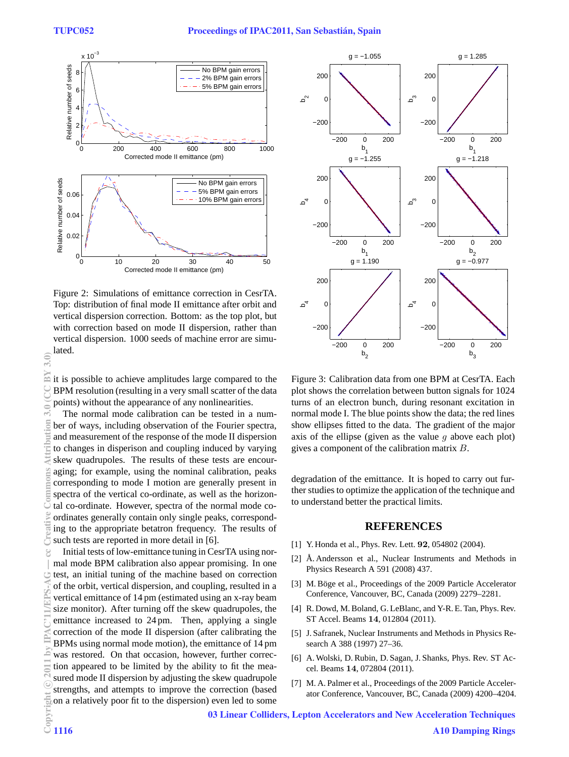x 10$^{-3}$

Relative number of seeds

Corrected mode II emittance (pm)

No BPM gain errors
2% BPM gain errors
5% BPM gain errors

0 200 400 600 800 1000

Relative number of seeds

Corrected mode II emittance (pm)

No BPM gain errors
5% BPM gain errors
10% BPM gain errors

0 10 20 30 40 50

Figure 2: Simulations of emittance correction in CesrTA. Top: distribution of final mode II emittance after orbit and vertical dispersion correction. Bottom: as the top plot, but with correction based on mode II dispersion, rather than vertical dispersion. 1000 seeds of machine error are simulated.

g = −1.055, g = 1.285, g = −1.255, g = −1.218, g = 1.190, g = −0.977

$b_1$, $b_2$, $b_3$, $b_4$

Figure 3: Calibration data from one BPM at CesrTA. Each plot shows the correlation between button signals for 1024 turns of an electron bunch, during resonant excitation in normal mode I. The blue points show the data; the red lines show ellipses fitted to the data. The gradient of the major axis of the ellipse (given as the value $g$ above each plot) gives a component of the calibration matrix $B$.

it is possible to achieve amplitudes large compared to the BPM resolution (resulting in a very small scatter of the data points) without the appearance of any nonlinearities.

The normal mode calibration can be tested in a number of ways, including observation of the Fourier spectra, and measurement of the response of the mode II dispersion to changes in disperison and coupling induced by varying skew quadrupoles. The results of these tests are encouraging; for example, using the nominal calibration, peaks corresponding to mode I motion are generally present in spectra of the vertical co-ordinate, as well as the horizontal co-ordinate. However, spectra of the normal mode co-ordinates generally contain only single peaks, corresponding to the appropriate betatron frequency. The results of such tests are reported in more detail in [6].

Initial tests of low-emittance tuning in CesrTA using normal mode BPM calibration also appear promising. In one test, an initial tuning of the machine based on correction of the orbit, vertical dispersion, and coupling, resulted in a vertical emittance of 14 pm (estimated using an x-ray beam size monitor). After turning off the skew quadrupoles, the emittance increased to 24 pm. Then, applying a single correction of the mode II dispersion (after calibrating the BPMs using normal mode motion), the emittance of 14 pm was restored. On that occasion, however, further correction appeared to be limited by the ability to fit the measured mode II dispersion by adjusting the skew quadrupole strengths, and attempts to improve the correction (based on a relatively poor fit to the dispersion) even led to some degradation of the emittance. It is hoped to carry out further studies to optimize the application of the technique and to understand better the practical limits.

## REFERENCES

[1] Y. Honda et al., Phys. Rev. Lett. **92**, 054802 (2004).

[2] Å. Andersson et al., Nuclear Instruments and Methods in Physics Research A 591 (2008) 437.

[3] M. Böge et al., Proceedings of the 2009 Particle Accelerator Conference, Vancouver, BC, Canada (2009) 2279–2281.

[4] R. Dowd, M. Boland, G. LeBlanc, and Y-R. E. Tan, Phys. Rev. ST Accel. Beams **14**, 012804 (2011).

[5] J. Safranek, Nuclear Instruments and Methods in Physics Research A 388 (1997) 27–36.

[6] A. Wolski, D. Rubin, D. Sagan, J. Shanks, Phys. Rev. ST Accel. Beams **14**, 072804 (2011).

[7] M. A. Palmer et al., Proceedings of the 2009 Particle Accelerator Conference, Vancouver, BC, Canada (2009) 4200–4204.